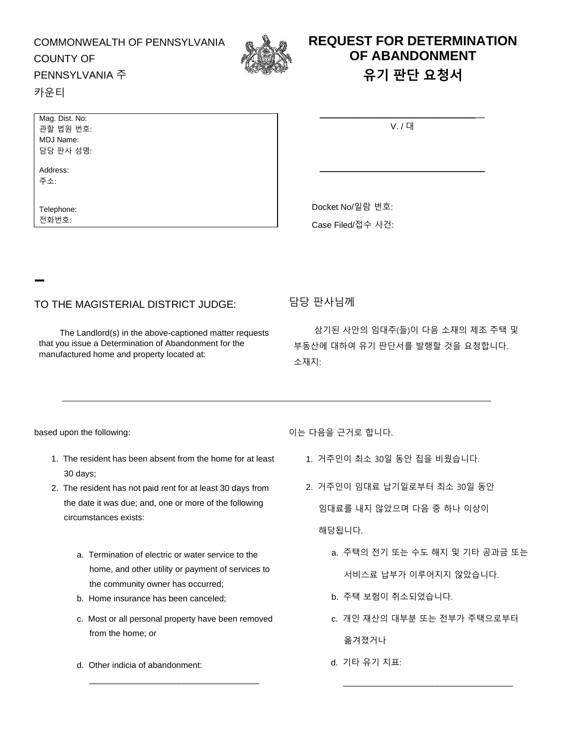COMMONWEALTH OF PENNSYLVANIA
COUNTY OF
PENNSYLVANIA 주
카운티

# REQUEST FOR DETERMINATION OF ABANDONMENT
# 유기 판단 요청서

Mag. Dist. No:
관할 법원 번호:
MDJ Name:
담당 판사 성명:

Address:
주소:

Telephone:
전화번호:

\_\_\_\_\_\_\_\_\_\_\_\_\_\_\_\_\_\_\_\_\_\_\_\_\_\_\_\_\_\_

V. / 대

\_\_\_\_\_\_\_\_\_\_\_\_\_\_\_\_\_\_\_\_\_\_\_\_\_\_\_\_\_\_

Docket No/일람 번호:

Case Filed/접수 사건:

TO THE MAGISTERIAL DISTRICT JUDGE:

The Landlord(s) in the above-captioned matter requests that you issue a Determination of Abandonment for the manufactured home and property located at:

담당 판사님께

상기된 사안의 임대주(들)이 다음 소재의 제조 주택 및 부동산에 대하여 유기 판단서를 발행할 것을 요청합니다. 소재지:

\_\_\_\_\_\_\_\_\_\_\_\_\_\_\_\_\_\_\_\_\_\_\_\_\_\_\_\_\_\_\_\_\_\_\_\_\_\_\_\_\_\_\_\_\_\_\_\_\_\_\_\_\_\_\_\_\_\_\_\_\_\_\_\_\_\_\_\_\_\_\_\_\_\_

based upon the following:

1. The resident has been absent from the home for at least 30 days;
2. The resident has not paid rent for at least 30 days from the date it was due; and, one or more of the following circumstances exists:
   a. Termination of electric or water service to the home, and other utility or payment of services to the community owner has occurred;
   b. Home insurance has been canceled;
   c. Most or all personal property have been removed from the home; or
   d. Other indicia of abandonment:
   \_\_\_\_\_\_\_\_\_\_\_\_\_\_\_\_\_\_\_\_\_\_\_\_\_\_\_\_\_\_\_\_\_\_\_\_

이는 다음을 근거로 합니다.

1. 거주인이 최소 30일 동안 집을 비웠습니다.
2. 거주인이 임대료 납기일로부터 최소 30일 동안 임대료를 내지 않았으며 다음 중 하나 이상이 해당됩니다.
   a. 주택의 전기 또는 수도 해지 및 기타 공과금 또는 서비스료 납부가 이루어지지 않았습니다.
   b. 주택 보험이 취소되었습니다.
   c. 개인 재산의 대부분 또는 전부가 주택으로부터 옮겨졌거나
   d. 기타 유기 지표:
   \_\_\_\_\_\_\_\_\_\_\_\_\_\_\_\_\_\_\_\_\_\_\_\_\_\_\_\_\_\_\_\_\_\_\_\_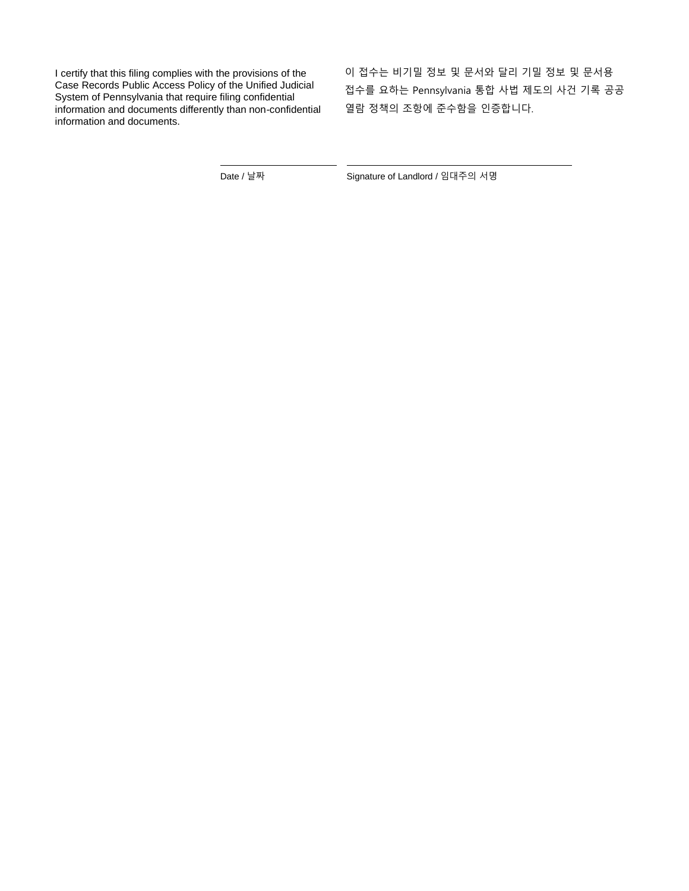I certify that this filing complies with the provisions of the Case Records Public Access Policy of the Unified Judicial System of Pennsylvania that require filing confidential information and documents differently than non-confidential information and documents.

이 접수는 비기밀 정보 및 문서와 달리 기밀 정보 및 문서용 접수를 요하는 Pennsylvania 통합 사법 제도의 사건 기록 공공 열람 정책의 조항에 준수함을 인증합니다.

Date / 날짜

Signature of Landlord / 임대주의 서명